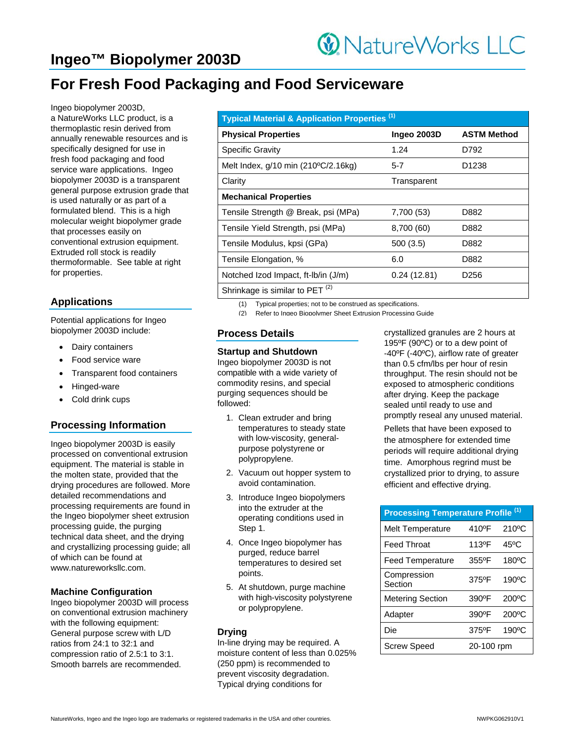# Ingeo™ Biopolymer 2003D

NatureWorks LLC

## For Fresh Food Packaging and Food Serviceware

Ingeo biopolymer 2003D, a NatureWorks LLC product, is a thermoplastic resin derived from annually renewable resources and is specifically designed for use in fresh food packaging and food service ware applications. Ingeo biopolymer 2003D is a transparent general purpose extrusion grade that is used naturally or as part of a formulated blend. This is a high molecular weight biopolymer grade that processes easily on conventional extrusion equipment. Extruded roll stock is readily thermoformable. See table at right for properties.

| Typical Material & Application Properties [1] | | |
|---|---|---|
| **Physical Properties** | **Ingeo 2003D** | **ASTM Method** |
| Specific Gravity | 1.24 | D792 |
| Melt Index, g/10 min (210ºC/2.16kg) | 5-7 | D1238 |
| Clarity | Transparent | |
| **Mechanical Properties** | | |
| Tensile Strength @ Break, psi (MPa) | 7,700 (53) | D882 |
| Tensile Yield Strength, psi (MPa) | 8,700 (60) | D882 |
| Tensile Modulus, kpsi (GPa) | 500 (3.5) | D882 |
| Tensile Elongation, % | 6.0 | D882 |
| Notched Izod Impact, ft-lb/in (J/m) | 0.24 (12.81) | D256 |
| Shrinkage is similar to PET [2] | | |

(1) Typical properties; not to be construed as specifications.
(2) Refer to Ingeo Biopolymer Sheet Extrusion Processing Guide

## Applications

Potential applications for Ingeo biopolymer 2003D include:

- Dairy containers
- Food service ware
- Transparent food containers
- Hinged-ware
- Cold drink cups

## Processing Information

Ingeo biopolymer 2003D is easily processed on conventional extrusion equipment. The material is stable in the molten state, provided that the drying procedures are followed. More detailed recommendations and processing requirements are found in the Ingeo biopolymer sheet extrusion processing guide, the purging technical data sheet, and the drying and crystallizing processing guide; all of which can be found at www.natureworksllc.com.

### Machine Configuration

Ingeo biopolymer 2003D will process on conventional extrusion machinery with the following equipment: General purpose screw with L/D ratios from 24:1 to 32:1 and compression ratio of 2.5:1 to 3:1. Smooth barrels are recommended.

## Process Details

### Startup and Shutdown

Ingeo biopolymer 2003D is not compatible with a wide variety of commodity resins, and special purging sequences should be followed:

1. Clean extruder and bring temperatures to steady state with low-viscosity, general-purpose polystyrene or polypropylene.
2. Vacuum out hopper system to avoid contamination.
3. Introduce Ingeo biopolymers into the extruder at the operating conditions used in Step 1.
4. Once Ingeo biopolymer has purged, reduce barrel temperatures to desired set points.
5. At shutdown, purge machine with high-viscosity polystyrene or polypropylene.

### Drying

In-line drying may be required. A moisture content of less than 0.025% (250 ppm) is recommended to prevent viscosity degradation. Typical drying conditions for crystallized granules are 2 hours at 195ºF (90ºC) or to a dew point of -40ºF (-40ºC), airflow rate of greater than 0.5 cfm/lbs per hour of resin throughput. The resin should not be exposed to atmospheric conditions after drying. Keep the package sealed until ready to use and promptly reseal any unused material.

Pellets that have been exposed to the atmosphere for extended time periods will require additional drying time. Amorphous regrind must be crystallized prior to drying, to assure efficient and effective drying.

| Processing Temperature Profile [1] | | |
|---|---|---|
| Melt Temperature | 410ºF | 210ºC |
| Feed Throat | 113ºF | 45ºC |
| Feed Temperature | 355ºF | 180ºC |
| Compression Section | 375ºF | 190ºC |
| Metering Section | 390ºF | 200ºC |
| Adapter | 390ºF | 200ºC |
| Die | 375ºF | 190ºC |
| Screw Speed | 20-100 rpm | |

NatureWorks, Ingeo and the Ingeo logo are trademarks or registered trademarks in the USA and other countries.

NWPKG062910V1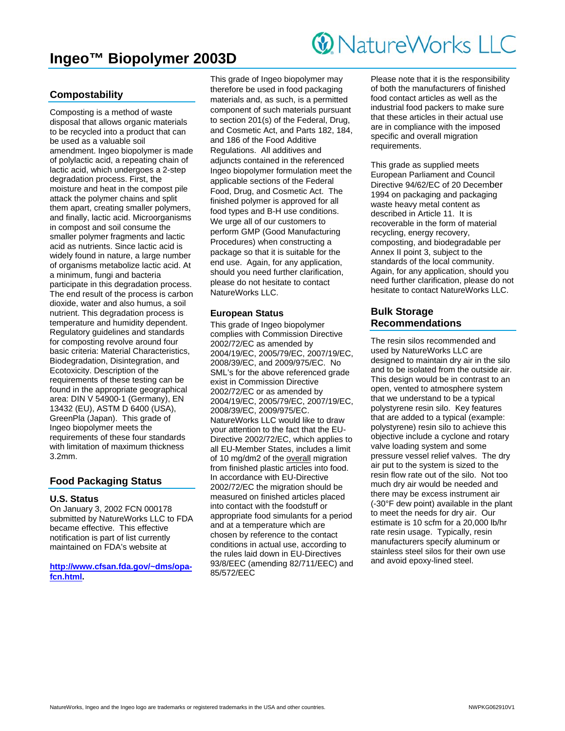# Ingeo™ Biopolymer 2003D

## Compostability

Composting is a method of waste disposal that allows organic materials to be recycled into a product that can be used as a valuable soil amendment. Ingeo biopolymer is made of polylactic acid, a repeating chain of lactic acid, which undergoes a 2-step degradation process. First, the moisture and heat in the compost pile attack the polymer chains and split them apart, creating smaller polymers, and finally, lactic acid. Microorganisms in compost and soil consume the smaller polymer fragments and lactic acid as nutrients. Since lactic acid is widely found in nature, a large number of organisms metabolize lactic acid. At a minimum, fungi and bacteria participate in this degradation process. The end result of the process is carbon dioxide, water and also humus, a soil nutrient. This degradation process is temperature and humidity dependent. Regulatory guidelines and standards for composting revolve around four basic criteria: Material Characteristics, Biodegradation, Disintegration, and Ecotoxicity. Description of the requirements of these testing can be found in the appropriate geographical area: DIN V 54900-1 (Germany), EN 13432 (EU), ASTM D 6400 (USA), GreenPla (Japan). This grade of Ingeo biopolymer meets the requirements of these four standards with limitation of maximum thickness 3.2mm.

## Food Packaging Status

### U.S. Status

On January 3, 2002 FCN 000178 submitted by NatureWorks LLC to FDA became effective. This effective notification is part of list currently maintained on FDA's website at

**http://www.cfsan.fda.gov/~dms/opa-fcn.html.**

This grade of Ingeo biopolymer may therefore be used in food packaging materials and, as such, is a permitted component of such materials pursuant to section 201(s) of the Federal, Drug, and Cosmetic Act, and Parts 182, 184, and 186 of the Food Additive Regulations. All additives and adjuncts contained in the referenced Ingeo biopolymer formulation meet the applicable sections of the Federal Food, Drug, and Cosmetic Act. The finished polymer is approved for all food types and B-H use conditions. We urge all of our customers to perform GMP (Good Manufacturing Procedures) when constructing a package so that it is suitable for the end use. Again, for any application, should you need further clarification, please do not hesitate to contact NatureWorks LLC.

### European Status

This grade of Ingeo biopolymer complies with Commission Directive 2002/72/EC as amended by 2004/19/EC, 2005/79/EC, 2007/19/EC, 2008/39/EC, and 2009/975/EC. No SML's for the above referenced grade exist in Commission Directive 2002/72/EC or as amended by 2004/19/EC, 2005/79/EC, 2007/19/EC, 2008/39/EC, 2009/975/EC. NatureWorks LLC would like to draw your attention to the fact that the EU-Directive 2002/72/EC, which applies to all EU-Member States, includes a limit of 10 mg/dm2 of the overall migration from finished plastic articles into food. In accordance with EU-Directive 2002/72/EC the migration should be measured on finished articles placed into contact with the foodstuff or appropriate food simulants for a period and at a temperature which are chosen by reference to the contact conditions in actual use, according to the rules laid down in EU-Directives 93/8/EEC (amending 82/711/EEC) and 85/572/EEC

Please note that it is the responsibility of both the manufacturers of finished food contact articles as well as the industrial food packers to make sure that these articles in their actual use are in compliance with the imposed specific and overall migration requirements.

This grade as supplied meets European Parliament and Council Directive 94/62/EC of 20 December 1994 on packaging and packaging waste heavy metal content as described in Article 11. It is recoverable in the form of material recycling, energy recovery, composting, and biodegradable per Annex II point 3, subject to the standards of the local community. Again, for any application, should you need further clarification, please do not hesitate to contact NatureWorks LLC.

## Bulk Storage Recommendations

The resin silos recommended and used by NatureWorks LLC are designed to maintain dry air in the silo and to be isolated from the outside air. This design would be in contrast to an open, vented to atmosphere system that we understand to be a typical polystyrene resin silo. Key features that are added to a typical (example: polystyrene) resin silo to achieve this objective include a cyclone and rotary valve loading system and some pressure vessel relief valves. The dry air put to the system is sized to the resin flow rate out of the silo. Not too much dry air would be needed and there may be excess instrument air (-30°F dew point) available in the plant to meet the needs for dry air. Our estimate is 10 scfm for a 20,000 lb/hr rate resin usage. Typically, resin manufacturers specify aluminum or stainless steel silos for their own use and avoid epoxy-lined steel.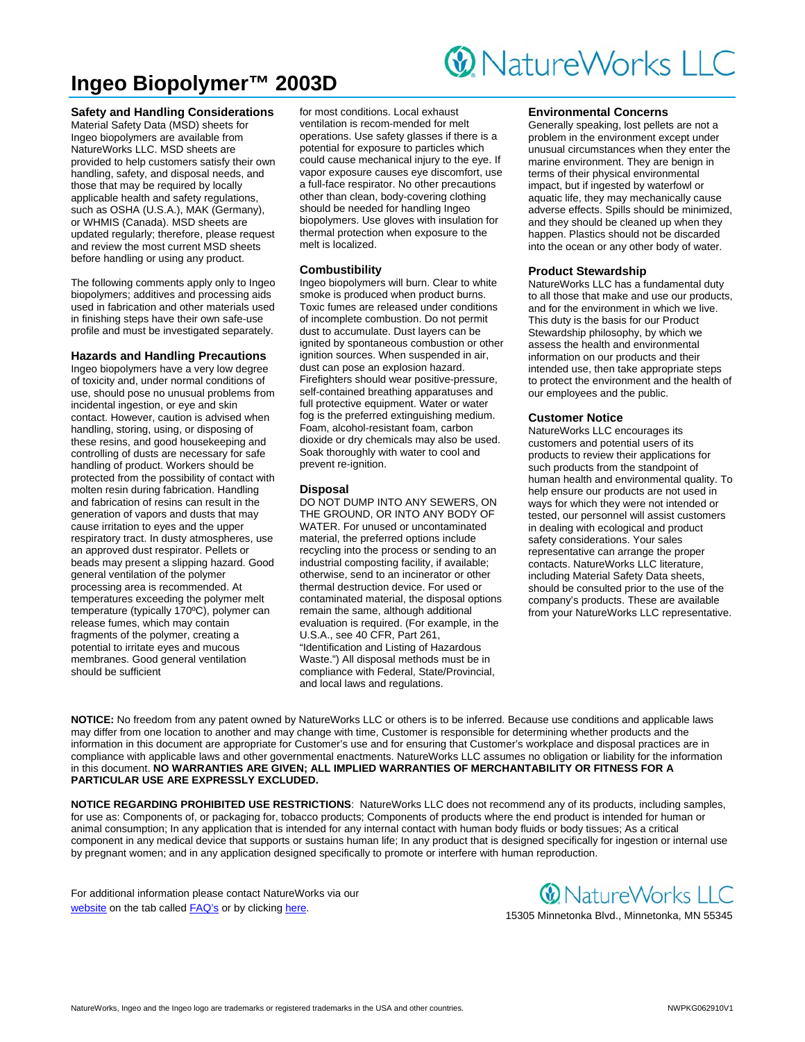# Ingeo Biopolymer™ 2003D

NatureWorks LLC

## Safety and Handling Considerations

Material Safety Data (MSD) sheets for Ingeo biopolymers are available from NatureWorks LLC. MSD sheets are provided to help customers satisfy their own handling, safety, and disposal needs, and those that may be required by locally applicable health and safety regulations, such as OSHA (U.S.A.), MAK (Germany), or WHMIS (Canada). MSD sheets are updated regularly; therefore, please request and review the most current MSD sheets before handling or using any product.

The following comments apply only to Ingeo biopolymers; additives and processing aids used in fabrication and other materials used in finishing steps have their own safe-use profile and must be investigated separately.

## Hazards and Handling Precautions

Ingeo biopolymers have a very low degree of toxicity and, under normal conditions of use, should pose no unusual problems from incidental ingestion, or eye and skin contact. However, caution is advised when handling, storing, using, or disposing of these resins, and good housekeeping and controlling of dusts are necessary for safe handling of product. Workers should be protected from the possibility of contact with molten resin during fabrication. Handling and fabrication of resins can result in the generation of vapors and dusts that may cause irritation to eyes and the upper respiratory tract. In dusty atmospheres, use an approved dust respirator. Pellets or beads may present a slipping hazard. Good general ventilation of the polymer processing area is recommended. At temperatures exceeding the polymer melt temperature (typically 170ºC), polymer can release fumes, which may contain fragments of the polymer, creating a potential to irritate eyes and mucous membranes. Good general ventilation should be sufficient for most conditions. Local exhaust ventilation is recom-mended for melt operations. Use safety glasses if there is a potential for exposure to particles which could cause mechanical injury to the eye. If vapor exposure causes eye discomfort, use a full-face respirator. No other precautions other than clean, body-covering clothing should be needed for handling Ingeo biopolymers. Use gloves with insulation for thermal protection when exposure to the melt is localized.

## Combustibility

Ingeo biopolymers will burn. Clear to white smoke is produced when product burns. Toxic fumes are released under conditions of incomplete combustion. Do not permit dust to accumulate. Dust layers can be ignited by spontaneous combustion or other ignition sources. When suspended in air, dust can pose an explosion hazard. Firefighters should wear positive-pressure, self-contained breathing apparatuses and full protective equipment. Water or water fog is the preferred extinguishing medium. Foam, alcohol-resistant foam, carbon dioxide or dry chemicals may also be used. Soak thoroughly with water to cool and prevent re-ignition.

## Disposal

DO NOT DUMP INTO ANY SEWERS, ON THE GROUND, OR INTO ANY BODY OF WATER. For unused or uncontaminated material, the preferred options include recycling into the process or sending to an industrial composting facility, if available; otherwise, send to an incinerator or other thermal destruction device. For used or contaminated material, the disposal options remain the same, although additional evaluation is required. (For example, in the U.S.A., see 40 CFR, Part 261, "Identification and Listing of Hazardous Waste.") All disposal methods must be in compliance with Federal, State/Provincial, and local laws and regulations.

## Environmental Concerns

Generally speaking, lost pellets are not a problem in the environment except under unusual circumstances when they enter the marine environment. They are benign in terms of their physical environmental impact, but if ingested by waterfowl or aquatic life, they may mechanically cause adverse effects. Spills should be minimized, and they should be cleaned up when they happen. Plastics should not be discarded into the ocean or any other body of water.

## Product Stewardship

NatureWorks LLC has a fundamental duty to all those that make and use our products, and for the environment in which we live. This duty is the basis for our Product Stewardship philosophy, by which we assess the health and environmental information on our products and their intended use, then take appropriate steps to protect the environment and the health of our employees and the public.

## Customer Notice

NatureWorks LLC encourages its customers and potential users of its products to review their applications for such products from the standpoint of human health and environmental quality. To help ensure our products are not used in ways for which they were not intended or tested, our personnel will assist customers in dealing with ecological and product safety considerations. Your sales representative can arrange the proper contacts. NatureWorks LLC literature, including Material Safety Data sheets, should be consulted prior to the use of the company's products. These are available from your NatureWorks LLC representative.

**NOTICE:** No freedom from any patent owned by NatureWorks LLC or others is to be inferred. Because use conditions and applicable laws may differ from one location to another and may change with time, Customer is responsible for determining whether products and the information in this document are appropriate for Customer's use and for ensuring that Customer's workplace and disposal practices are in compliance with applicable laws and other governmental enactments. NatureWorks LLC assumes no obligation or liability for the information in this document. **NO WARRANTIES ARE GIVEN; ALL IMPLIED WARRANTIES OF MERCHANTABILITY OR FITNESS FOR A PARTICULAR USE ARE EXPRESSLY EXCLUDED.**

**NOTICE REGARDING PROHIBITED USE RESTRICTIONS**: NatureWorks LLC does not recommend any of its products, including samples, for use as: Components of, or packaging for, tobacco products; Components of products where the end product is intended for human or animal consumption; In any application that is intended for any internal contact with human body fluids or body tissues; As a critical component in any medical device that supports or sustains human life; In any product that is designed specifically for ingestion or internal use by pregnant women; and in any application designed specifically to promote or interfere with human reproduction.

For additional information please contact NatureWorks via our website on the tab called FAQ's or by clicking here.

NatureWorks LLC

15305 Minnetonka Blvd., Minnetonka, MN 55345

NatureWorks, Ingeo and the Ingeo logo are trademarks or registered trademarks in the USA and other countries.

NWPKG062910V1